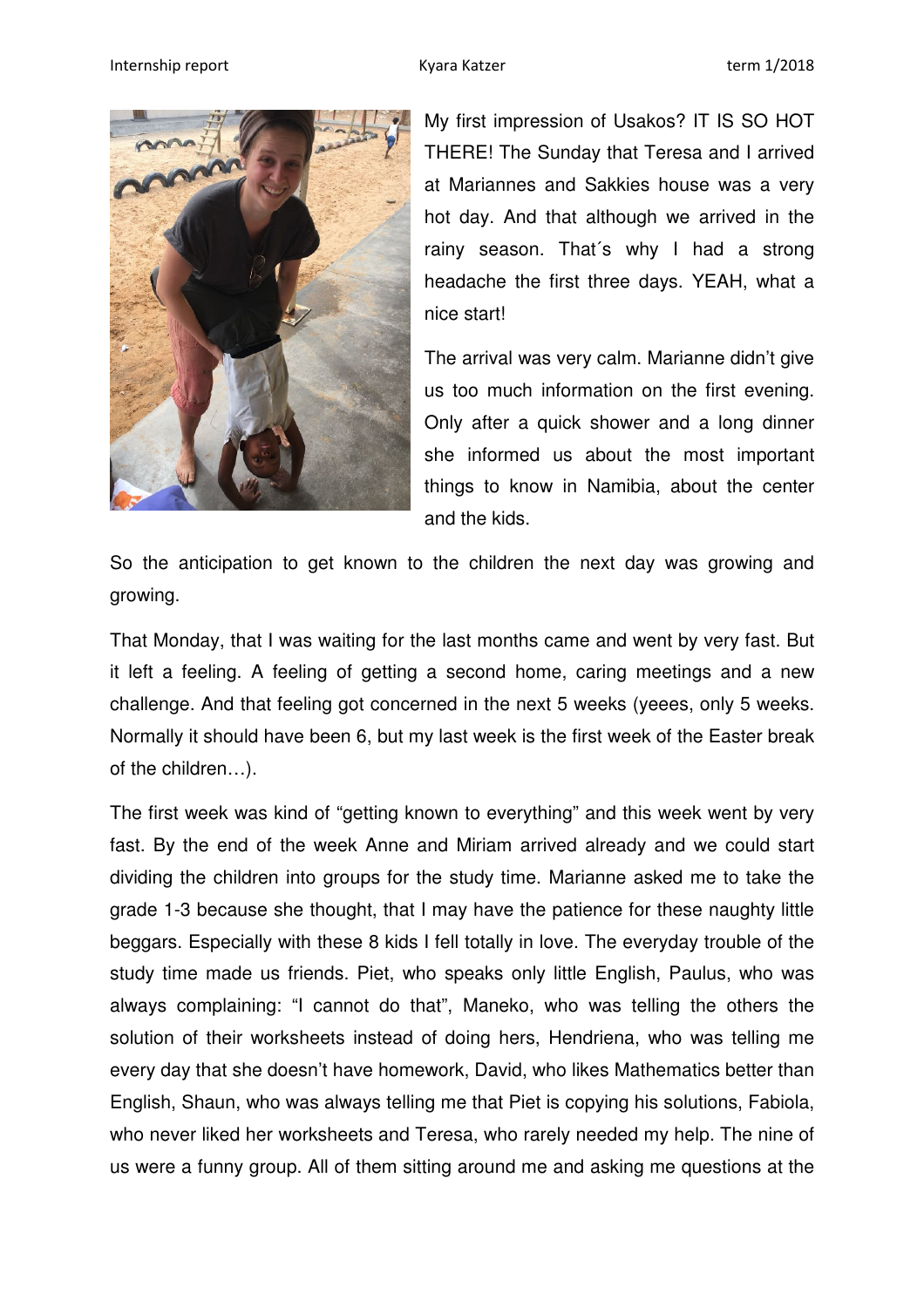My first impression of Usakos? IT IS SO HOT THERE! The Sunday that Teresa and I arrived at Mariannes and Sakkies house was a very hot day. And that although we arrived in the rainy season. That´s why I had a strong headache the first three days. YEAH, what a nice start!

The arrival was very calm. Marianne didn't give us too much information on the first evening. Only after a quick shower and a long dinner she informed us about the most important things to know in Namibia, about the center and the kids.

So the anticipation to get known to the children the next day was growing and growing.

That Monday, that I was waiting for the last months came and went by very fast. But it left a feeling. A feeling of getting a second home, caring meetings and a new challenge. And that feeling got concerned in the next 5 weeks (yeees, only 5 weeks. Normally it should have been 6, but my last week is the first week of the Easter break of the children…).

The first week was kind of "getting known to everything" and this week went by very fast. By the end of the week Anne and Miriam arrived already and we could start dividing the children into groups for the study time. Marianne asked me to take the grade 1-3 because she thought, that I may have the patience for these naughty little beggars. Especially with these 8 kids I fell totally in love. The everyday trouble of the study time made us friends. Piet, who speaks only little English, Paulus, who was always complaining: "I cannot do that", Maneko, who was telling the others the solution of their worksheets instead of doing hers, Hendriena, who was telling me every day that she doesn't have homework, David, who likes Mathematics better than English, Shaun, who was always telling me that Piet is copying his solutions, Fabiola, who never liked her worksheets and Teresa, who rarely needed my help. The nine of us were a funny group. All of them sitting around me and asking me questions at the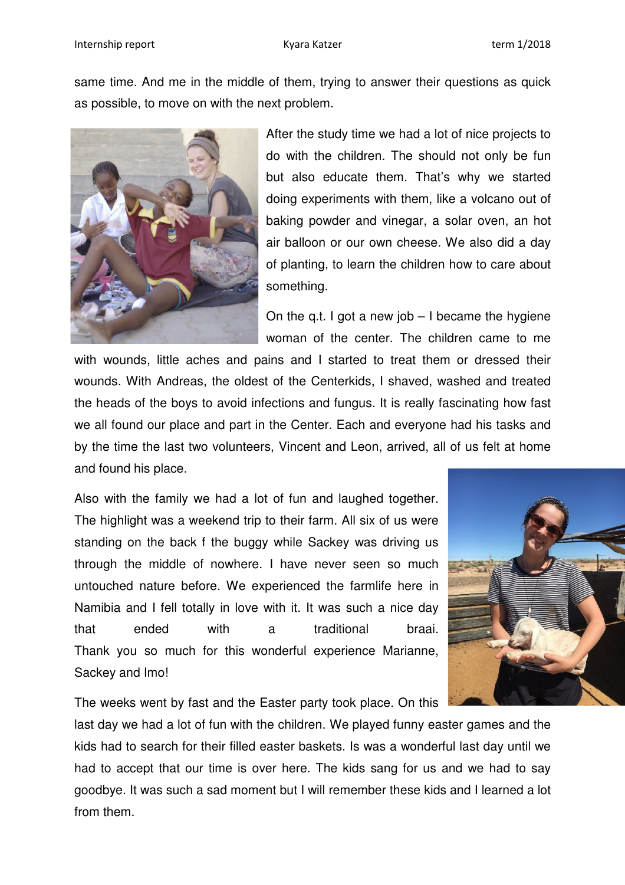same time. And me in the middle of them, trying to answer their questions as quick as possible, to move on with the next problem.

After the study time we had a lot of nice projects to do with the children. The should not only be fun but also educate them. That's why we started doing experiments with them, like a volcano out of baking powder and vinegar, a solar oven, an hot air balloon or our own cheese. We also did a day of planting, to learn the children how to care about something.

On the q.t. I got a new job – I became the hygiene woman of the center. The children came to me with wounds, little aches and pains and I started to treat them or dressed their wounds. With Andreas, the oldest of the Centerkids, I shaved, washed and treated the heads of the boys to avoid infections and fungus. It is really fascinating how fast we all found our place and part in the Center. Each and everyone had his tasks and by the time the last two volunteers, Vincent and Leon, arrived, all of us felt at home and found his place.

Also with the family we had a lot of fun and laughed together. The highlight was a weekend trip to their farm. All six of us were standing on the back f the buggy while Sackey was driving us through the middle of nowhere. I have never seen so much untouched nature before. We experienced the farmlife here in Namibia and I fell totally in love with it. It was such a nice day that ended with a traditional braai. Thank you so much for this wonderful experience Marianne, Sackey and Imo!

The weeks went by fast and the Easter party took place. On this last day we had a lot of fun with the children. We played funny easter games and the kids had to search for their filled easter baskets. Is was a wonderful last day until we had to accept that our time is over here. The kids sang for us and we had to say goodbye. It was such a sad moment but I will remember these kids and I learned a lot from them.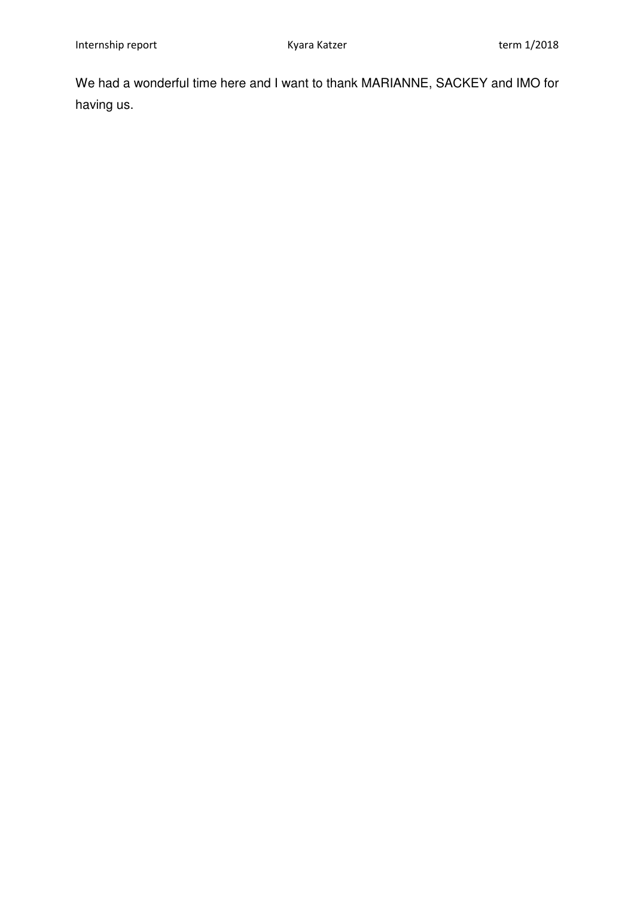We had a wonderful time here and I want to thank MARIANNE, SACKEY and IMO for having us.